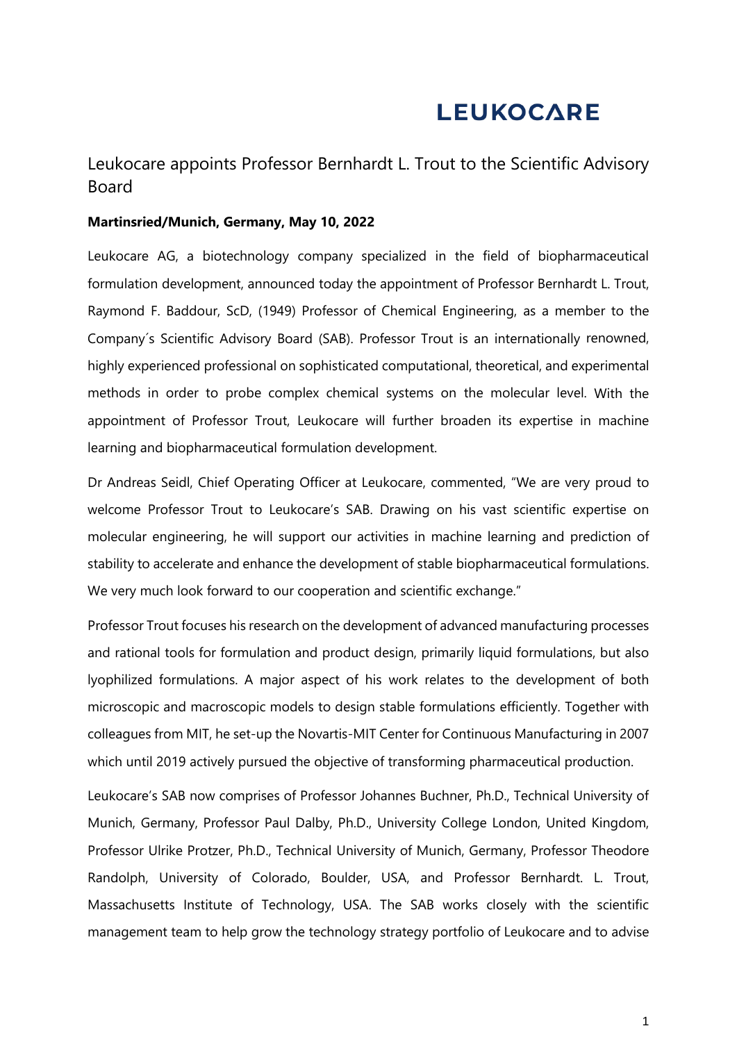LEUKOCARE

# Leukocare appoints Professor Bernhardt L. Trout to the Scientific Advisory Board

**Martinsried/Munich, Germany, May 10, 2022**

Leukocare AG, a biotechnology company specialized in the field of biopharmaceutical formulation development, announced today the appointment of Professor Bernhardt L. Trout, Raymond F. Baddour, ScD, (1949) Professor of Chemical Engineering, as a member to the Company´s Scientific Advisory Board (SAB). Professor Trout is an internationally renowned, highly experienced professional on sophisticated computational, theoretical, and experimental methods in order to probe complex chemical systems on the molecular level. With the appointment of Professor Trout, Leukocare will further broaden its expertise in machine learning and biopharmaceutical formulation development.

Dr Andreas Seidl, Chief Operating Officer at Leukocare, commented, "We are very proud to welcome Professor Trout to Leukocare's SAB. Drawing on his vast scientific expertise on molecular engineering, he will support our activities in machine learning and prediction of stability to accelerate and enhance the development of stable biopharmaceutical formulations. We very much look forward to our cooperation and scientific exchange."

Professor Trout focuses his research on the development of advanced manufacturing processes and rational tools for formulation and product design, primarily liquid formulations, but also lyophilized formulations. A major aspect of his work relates to the development of both microscopic and macroscopic models to design stable formulations efficiently. Together with colleagues from MIT, he set-up the Novartis-MIT Center for Continuous Manufacturing in 2007 which until 2019 actively pursued the objective of transforming pharmaceutical production.

Leukocare's SAB now comprises of Professor Johannes Buchner, Ph.D., Technical University of Munich, Germany, Professor Paul Dalby, Ph.D., University College London, United Kingdom, Professor Ulrike Protzer, Ph.D., Technical University of Munich, Germany, Professor Theodore Randolph, University of Colorado, Boulder, USA, and Professor Bernhardt. L. Trout, Massachusetts Institute of Technology, USA. The SAB works closely with the scientific management team to help grow the technology strategy portfolio of Leukocare and to advise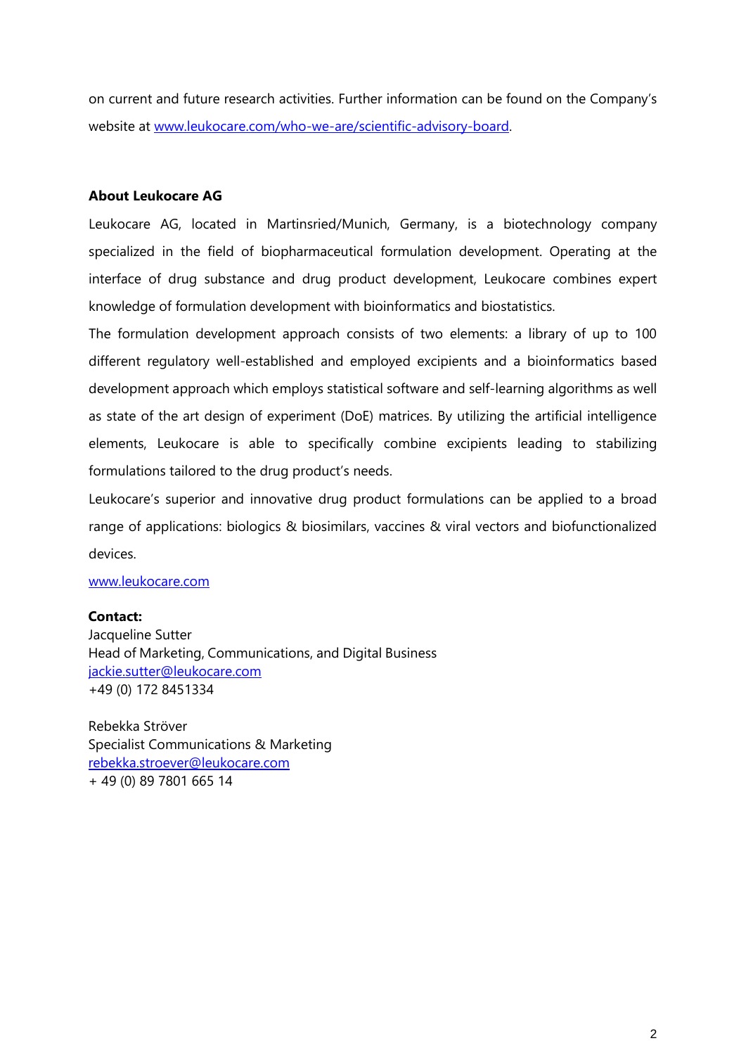on current and future research activities. Further information can be found on the Company's website at [www.leukocare.com/who-we-are/scientific-advisory-board](http://www.leukocare.com/who-we-are/scientific-advisory-board).

**About Leukocare AG**

Leukocare AG, located in Martinsried/Munich, Germany, is a biotechnology company specialized in the field of biopharmaceutical formulation development. Operating at the interface of drug substance and drug product development, Leukocare combines expert knowledge of formulation development with bioinformatics and biostatistics.

The formulation development approach consists of two elements: a library of up to 100 different regulatory well-established and employed excipients and a bioinformatics based development approach which employs statistical software and self-learning algorithms as well as state of the art design of experiment (DoE) matrices. By utilizing the artificial intelligence elements, Leukocare is able to specifically combine excipients leading to stabilizing formulations tailored to the drug product's needs.

Leukocare's superior and innovative drug product formulations can be applied to a broad range of applications: biologics & biosimilars, vaccines & viral vectors and biofunctionalized devices.

[www.leukocare.com](http://www.leukocare.com)

**Contact:**
Jacqueline Sutter
Head of Marketing, Communications, and Digital Business
[jackie.sutter@leukocare.com](mailto:jackie.sutter@leukocare.com)
+49 (0) 172 8451334

Rebekka Ströver
Specialist Communications & Marketing
[rebekka.stroever@leukocare.com](mailto:rebekka.stroever@leukocare.com)
+ 49 (0) 89 7801 665 14